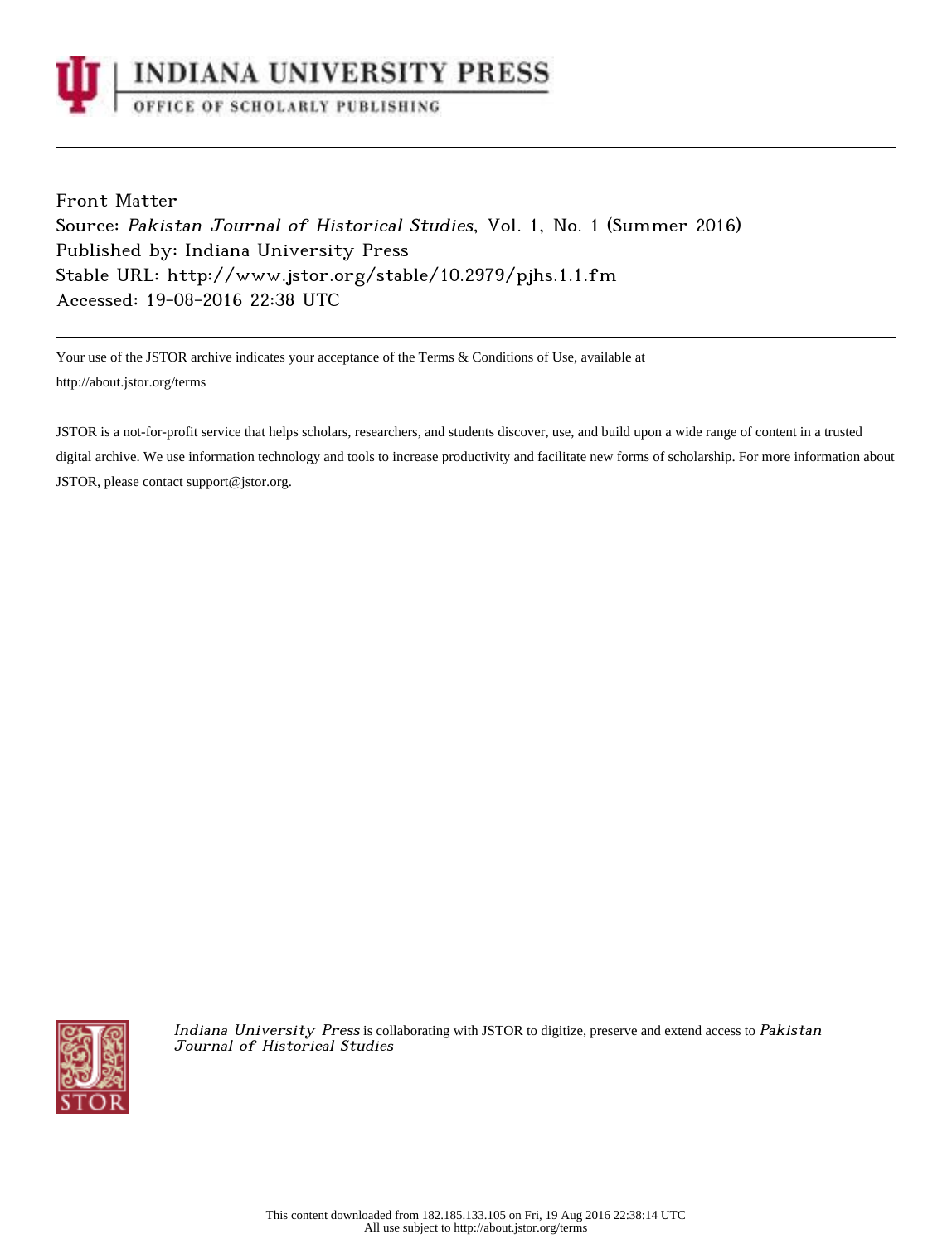INDIANA UNIVERSITY PRESS

OFFICE OF SCHOLARLY PUBLISHING

Front Matter
Source: *Pakistan Journal of Historical Studies*, Vol. 1, No. 1 (Summer 2016)
Published by: Indiana University Press
Stable URL: http://www.jstor.org/stable/10.2979/pjhs.1.1.fm
Accessed: 19-08-2016 22:38 UTC

Your use of the JSTOR archive indicates your acceptance of the Terms & Conditions of Use, available at http://about.jstor.org/terms

JSTOR is a not-for-profit service that helps scholars, researchers, and students discover, use, and build upon a wide range of content in a trusted digital archive. We use information technology and tools to increase productivity and facilitate new forms of scholarship. For more information about JSTOR, please contact support@jstor.org.

*Indiana University Press* is collaborating with JSTOR to digitize, preserve and extend access to *Pakistan Journal of Historical Studies*

This content downloaded from 182.185.133.105 on Fri, 19 Aug 2016 22:38:14 UTC
All use subject to http://about.jstor.org/terms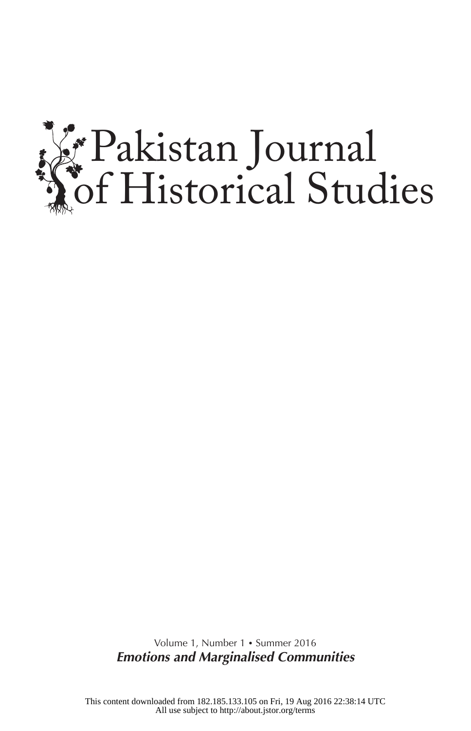# Pakistan Journal of Historical Studies

Volume 1, Number 1 • Summer 2016

***Emotions and Marginalised Communities***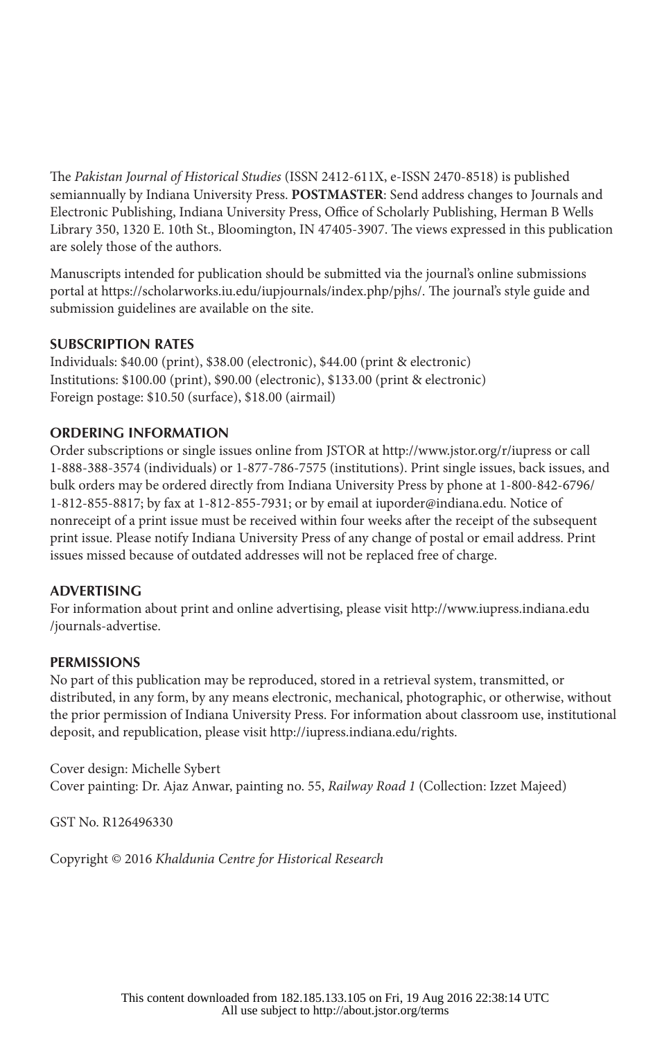The *Pakistan Journal of Historical Studies* (ISSN 2412-611X, e-ISSN 2470-8518) is published semiannually by Indiana University Press. **POSTMASTER**: Send address changes to Journals and Electronic Publishing, Indiana University Press, Office of Scholarly Publishing, Herman B Wells Library 350, 1320 E. 10th St., Bloomington, IN 47405-3907. The views expressed in this publication are solely those of the authors.

Manuscripts intended for publication should be submitted via the journal's online submissions portal at https://scholarworks.iu.edu/iupjournals/index.php/pjhs/. The journal's style guide and submission guidelines are available on the site.

**SUBSCRIPTION RATES**

Individuals: $40.00 (print), $38.00 (electronic), $44.00 (print & electronic)
Institutions: $100.00 (print), $90.00 (electronic), $133.00 (print & electronic)
Foreign postage: $10.50 (surface), $18.00 (airmail)

**ORDERING INFORMATION**

Order subscriptions or single issues online from JSTOR at http://www.jstor.org/r/iupress or call 1-888-388-3574 (individuals) or 1-877-786-7575 (institutions). Print single issues, back issues, and bulk orders may be ordered directly from Indiana University Press by phone at 1-800-842-6796/ 1-812-855-8817; by fax at 1-812-855-7931; or by email at iuporder@indiana.edu. Notice of nonreceipt of a print issue must be received within four weeks after the receipt of the subsequent print issue. Please notify Indiana University Press of any change of postal or email address. Print issues missed because of outdated addresses will not be replaced free of charge.

**ADVERTISING**

For information about print and online advertising, please visit http://www.iupress.indiana.edu/journals-advertise.

**PERMISSIONS**

No part of this publication may be reproduced, stored in a retrieval system, transmitted, or distributed, in any form, by any means electronic, mechanical, photographic, or otherwise, without the prior permission of Indiana University Press. For information about classroom use, institutional deposit, and republication, please visit http://iupress.indiana.edu/rights.

Cover design: Michelle Sybert
Cover painting: Dr. Ajaz Anwar, painting no. 55, *Railway Road 1* (Collection: Izzet Majeed)

GST No. R126496330

Copyright © 2016 *Khaldunia Centre for Historical Research*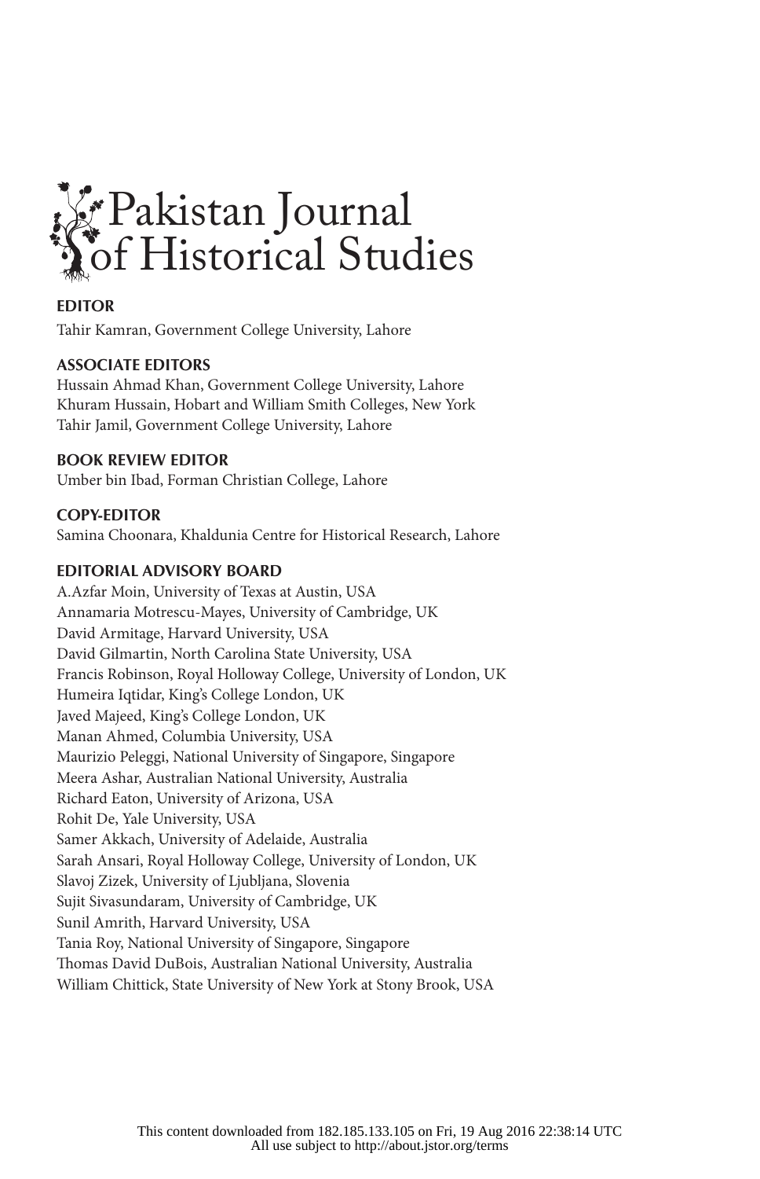# Pakistan Journal of Historical Studies

**EDITOR**

Tahir Kamran, Government College University, Lahore

**ASSOCIATE EDITORS**

Hussain Ahmad Khan, Government College University, Lahore
Khuram Hussain, Hobart and William Smith Colleges, New York
Tahir Jamil, Government College University, Lahore

**BOOK REVIEW EDITOR**

Umber bin Ibad, Forman Christian College, Lahore

**COPY-EDITOR**

Samina Choonara, Khaldunia Centre for Historical Research, Lahore

**EDITORIAL ADVISORY BOARD**

A.Azfar Moin, University of Texas at Austin, USA
Annamaria Motrescu-Mayes, University of Cambridge, UK
David Armitage, Harvard University, USA
David Gilmartin, North Carolina State University, USA
Francis Robinson, Royal Holloway College, University of London, UK
Humeira Iqtidar, King's College London, UK
Javed Majeed, King's College London, UK
Manan Ahmed, Columbia University, USA
Maurizio Peleggi, National University of Singapore, Singapore
Meera Ashar, Australian National University, Australia
Richard Eaton, University of Arizona, USA
Rohit De, Yale University, USA
Samer Akkach, University of Adelaide, Australia
Sarah Ansari, Royal Holloway College, University of London, UK
Slavoj Zizek, University of Ljubljana, Slovenia
Sujit Sivasundaram, University of Cambridge, UK
Sunil Amrith, Harvard University, USA
Tania Roy, National University of Singapore, Singapore
Thomas David DuBois, Australian National University, Australia
William Chittick, State University of New York at Stony Brook, USA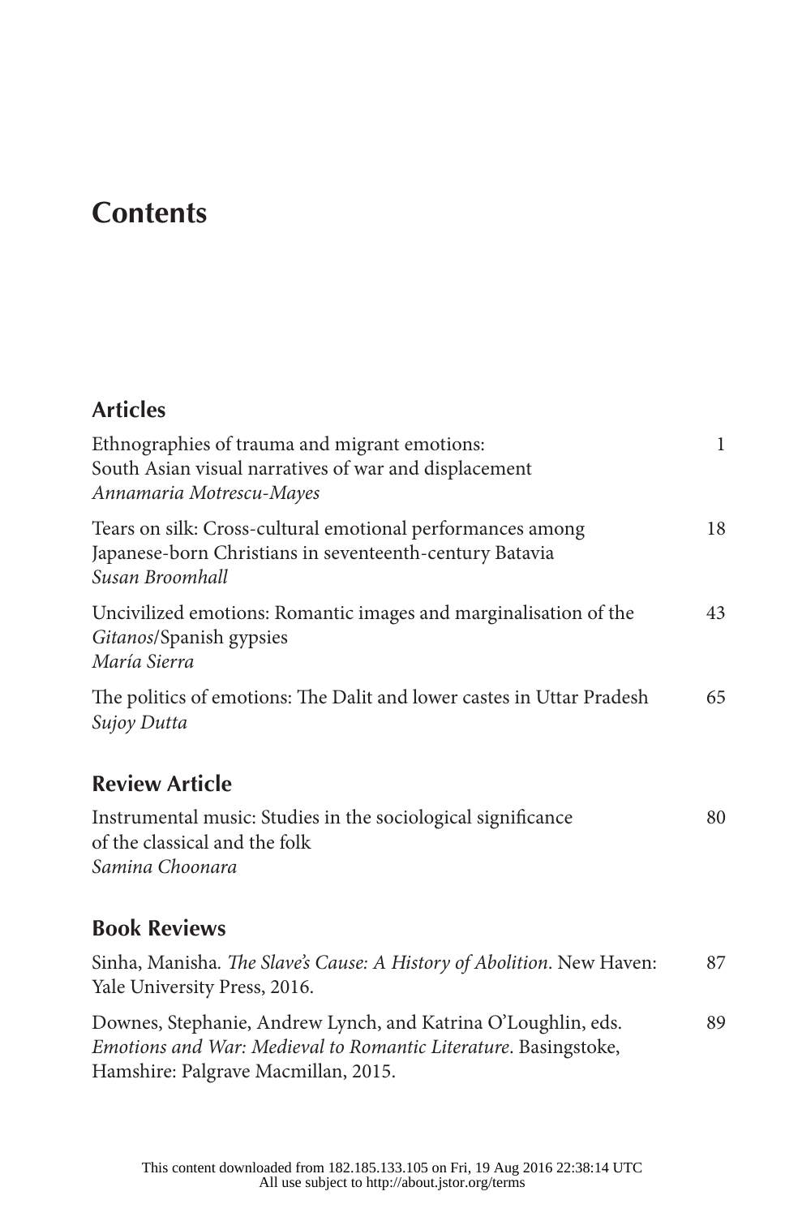# Contents

## Articles

| | |
|---|---|
| Ethnographies of trauma and migrant emotions: South Asian visual narratives of war and displacement *Annamaria Motrescu-Mayes* | 1 |
| Tears on silk: Cross-cultural emotional performances among Japanese-born Christians in seventeenth-century Batavia *Susan Broomhall* | 18 |
| Uncivilized emotions: Romantic images and marginalisation of the *Gitanos*/Spanish gypsies *María Sierra* | 43 |
| The politics of emotions: The Dalit and lower castes in Uttar Pradesh *Sujoy Dutta* | 65 |

## Review Article

| | |
|---|---|
| Instrumental music: Studies in the sociological significance of the classical and the folk *Samina Choonara* | 80 |

## Book Reviews

| | |
|---|---|
| Sinha, Manisha. *The Slave's Cause: A History of Abolition*. New Haven: Yale University Press, 2016. | 87 |
| Downes, Stephanie, Andrew Lynch, and Katrina O'Loughlin, eds. *Emotions and War: Medieval to Romantic Literature*. Basingstoke, Hamshire: Palgrave Macmillan, 2015. | 89 |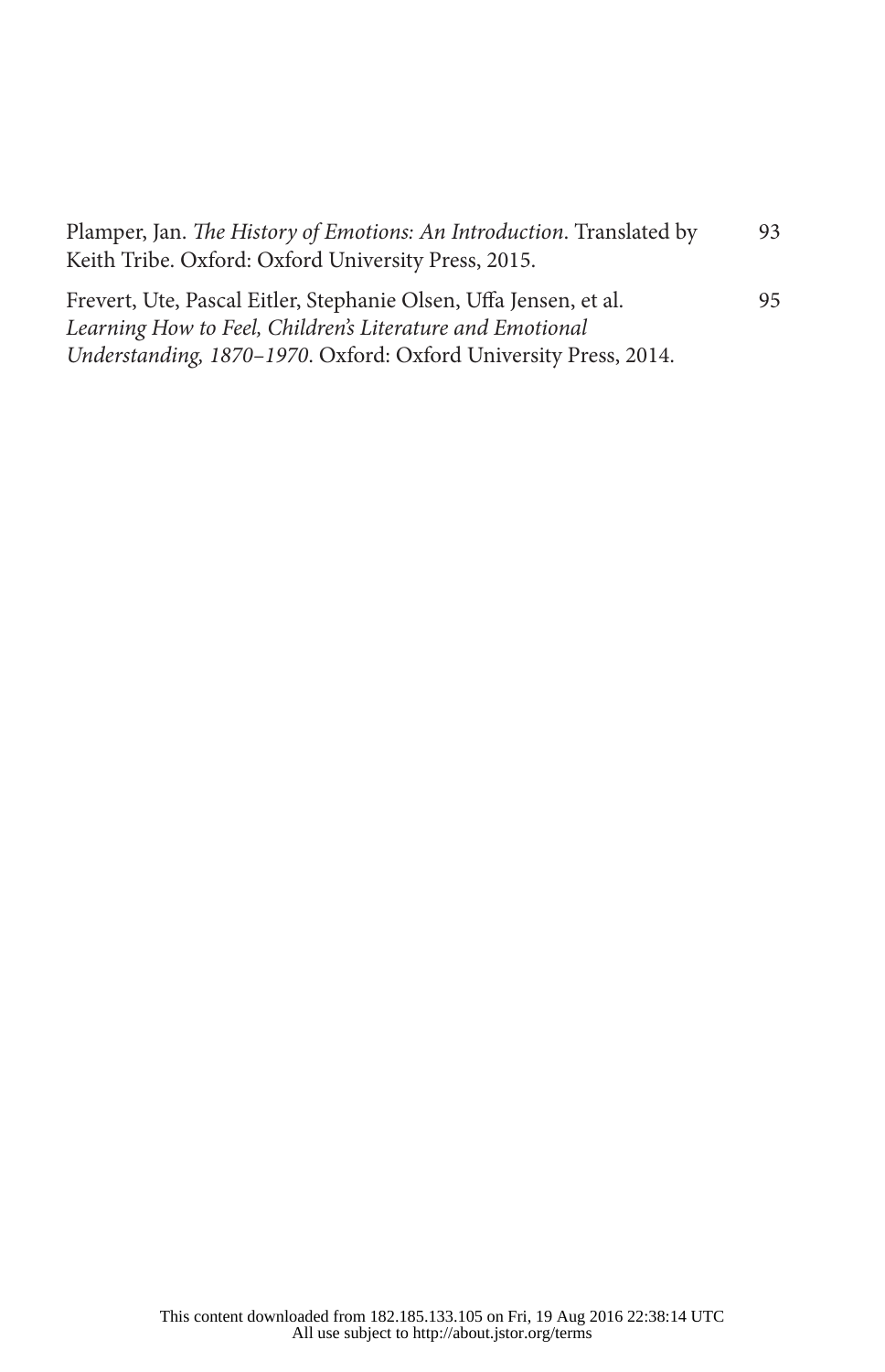Plamper, Jan. *The History of Emotions: An Introduction*. Translated by Keith Tribe. Oxford: Oxford University Press, 2015. 93

Frevert, Ute, Pascal Eitler, Stephanie Olsen, Uffa Jensen, et al. *Learning How to Feel, Children's Literature and Emotional Understanding, 1870–1970*. Oxford: Oxford University Press, 2014. 95